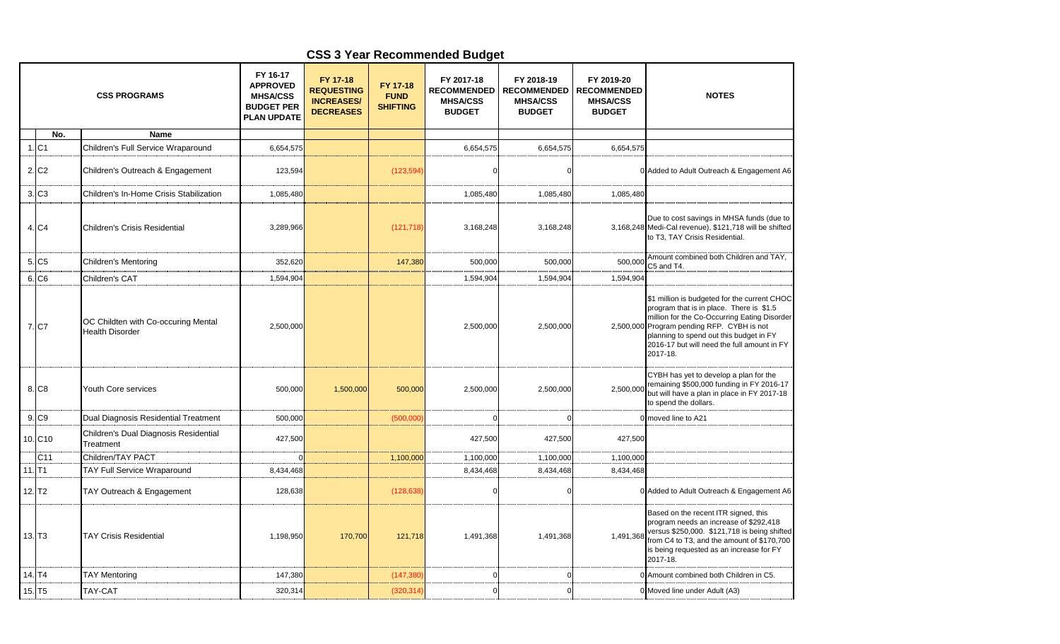# CSS 3 Year Recommended Budget

| | No. | CSS PROGRAMS<br>Name | FY 16-17 APPROVED MHSA/CSS BUDGET PER PLAN UPDATE | FY 17-18 REQUESTING INCREASES/ DECREASES | FY 17-18 FUND SHIFTING | FY 2017-18 RECOMMENDED MHSA/CSS BUDGET | FY 2018-19 RECOMMENDED MHSA/CSS BUDGET | FY 2019-20 RECOMMENDED MHSA/CSS BUDGET | NOTES |
|---|---|---|---|---|---|---|---|---|---|
| 1. | C1 | Children's Full Service Wraparound | 6,654,575 | | | 6,654,575 | 6,654,575 | 6,654,575 | |
| 2. | C2 | Children's Outreach & Engagement | 123,594 | | (123,594) | 0 | 0 | 0 | Added to Adult Outreach & Engagement A6 |
| 3. | C3 | Children's In-Home Crisis Stabilization | 1,085,480 | | | 1,085,480 | 1,085,480 | 1,085,480 | |
| 4. | C4 | Children's Crisis Residential | 3,289,966 | | (121,718) | 3,168,248 | 3,168,248 | 3,168,248 | Due to cost savings in MHSA funds (due to Medi-Cal revenue), $121,718 will be shifted to T3, TAY Crisis Residential. |
| 5. | C5 | Children's Mentoring | 352,620 | | 147,380 | 500,000 | 500,000 | 500,000 | Amount combined both Children and TAY, C5 and T4. |
| 6. | C6 | Children's CAT | 1,594,904 | | | 1,594,904 | 1,594,904 | 1,594,904 | |
| 7. | C7 | OC Childten with Co-occuring Mental Health Disorder | 2,500,000 | | | 2,500,000 | 2,500,000 | 2,500,000 | $1 million is budgeted for the current CHOC program that is in place. There is $1.5 million for the Co-Occurring Eating Disorder Program pending RFP. CYBH is not planning to spend out this budget in FY 2016-17 but will need the full amount in FY 2017-18. |
| 8. | C8 | Youth Core services | 500,000 | 1,500,000 | 500,000 | 2,500,000 | 2,500,000 | 2,500,000 | CYBH has yet to develop a plan for the remaining $500,000 funding in FY 2016-17 but will have a plan in place in FY 2017-18 to spend the dollars. |
| 9. | C9 | Dual Diagnosis Residential Treatment | 500,000 | | (500,000) | 0 | 0 | 0 | moved line to A21 |
| 10. | C10 | Children's Dual Diagnosis Residential Treatment | 427,500 | | | 427,500 | 427,500 | 427,500 | |
| | C11 | Children/TAY PACT | 0 | | 1,100,000 | 1,100,000 | 1,100,000 | 1,100,000 | |
| 11. | T1 | TAY Full Service Wraparound | 8,434,468 | | | 8,434,468 | 8,434,468 | 8,434,468 | |
| 12. | T2 | TAY Outreach & Engagement | 128,638 | | (128,638) | 0 | 0 | 0 | Added to Adult Outreach & Engagement A6 |
| 13. | T3 | TAY Crisis Residential | 1,198,950 | 170,700 | 121,718 | 1,491,368 | 1,491,368 | 1,491,368 | Based on the recent ITR signed, this program needs an increase of $292,418 versus $250,000. $121,718 is being shifted from C4 to T3, and the amount of $170,700 is being requested as an increase for FY 2017-18. |
| 14. | T4 | TAY Mentoring | 147,380 | | (147,380) | 0 | 0 | 0 | Amount combined both Children in C5. |
| 15. | T5 | TAY-CAT | 320,314 | | (320,314) | 0 | 0 | 0 | Moved line under Adult (A3) |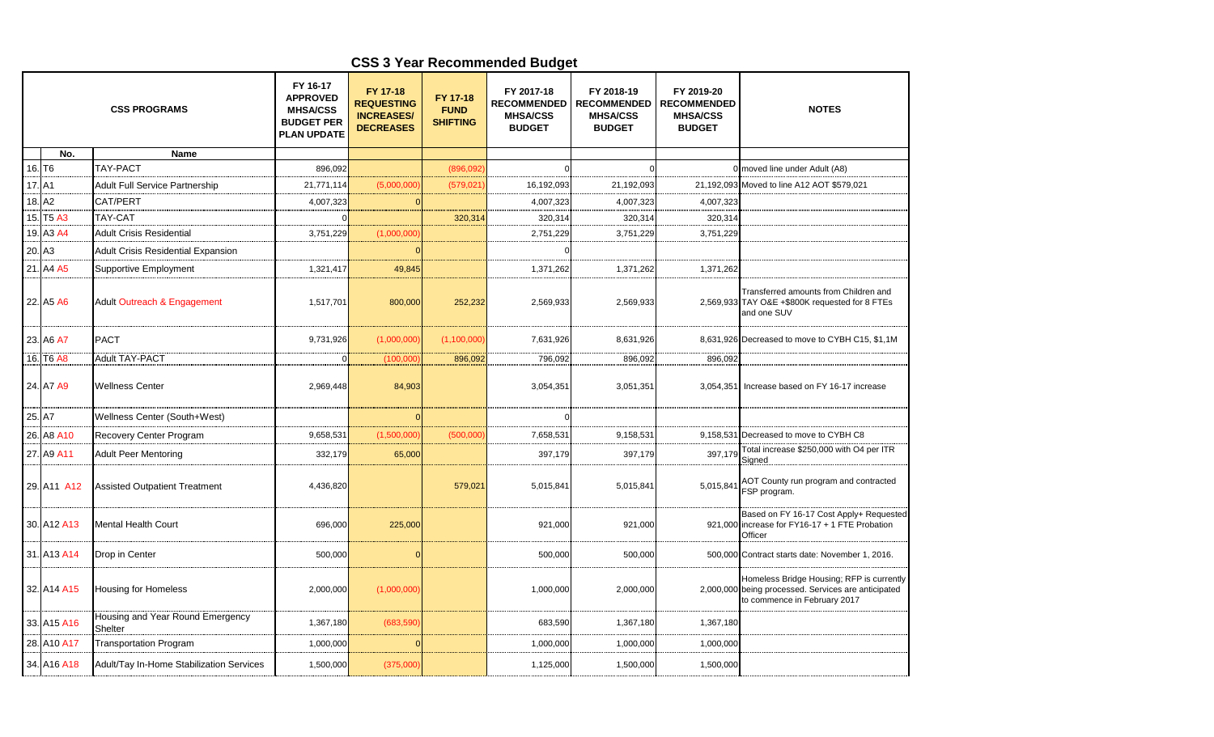# CSS 3 Year Recommended Budget

| CSS PROGRAMS | | | FY 16-17 APPROVED MHSA/CSS BUDGET PER PLAN UPDATE | FY 17-18 REQUESTING INCREASES/ DECREASES | FY 17-18 FUND SHIFTING | FY 2017-18 RECOMMENDED MHSA/CSS BUDGET | FY 2018-19 RECOMMENDED MHSA/CSS BUDGET | FY 2019-20 RECOMMENDED MHSA/CSS BUDGET | NOTES |
|---|---|---|---|---|---|---|---|---|---|
| | No. | Name | | | | | | | |
| 16. | T6 | TAY-PACT | 896,092 | | (896,092) | 0 | 0 | 0 | moved line under Adult (A8) |
| 17. | A1 | Adult Full Service Partnership | 21,771,114 | (5,000,000) | (579,021) | 16,192,093 | 21,192,093 | 21,192,093 | Moved to line A12 AOT $579,021 |
| 18. | A2 | CAT/PERT | 4,007,323 | 0 | | 4,007,323 | 4,007,323 | 4,007,323 | |
| 15. | T5 A3 | TAY-CAT | 0 | | 320,314 | 320,314 | 320,314 | 320,314 | |
| 19. | A3 A4 | Adult Crisis Residential | 3,751,229 | (1,000,000) | | 2,751,229 | 3,751,229 | 3,751,229 | |
| 20. | A3 | Adult Crisis Residential Expansion | | 0 | | 0 | | | |
| 21. | A4 A5 | Supportive Employment | 1,321,417 | 49,845 | | 1,371,262 | 1,371,262 | 1,371,262 | |
| 22. | A5 A6 | Adult Outreach & Engagement | 1,517,701 | 800,000 | 252,232 | 2,569,933 | 2,569,933 | 2,569,933 | Transferred amounts from Children and TAY O&E +$800K requested for 8 FTEs and one SUV |
| 23. | A6 A7 | PACT | 9,731,926 | (1,000,000) | (1,100,000) | 7,631,926 | 8,631,926 | 8,631,926 | Decreased to move to CYBH C15, $1,1M |
| 16. | T6 A8 | Adult TAY-PACT | 0 | (100,000) | 896,092 | 796,092 | 896,092 | 896,092 | |
| 24. | A7 A9 | Wellness Center | 2,969,448 | 84,903 | | 3,054,351 | 3,051,351 | 3,054,351 | Increase based on FY 16-17 increase |
| 25. | A7 | Wellness Center (South+West) | | 0 | | 0 | | | |
| 26. | A8 A10 | Recovery Center Program | 9,658,531 | (1,500,000) | (500,000) | 7,658,531 | 9,158,531 | 9,158,531 | Decreased to move to CYBH C8 |
| 27. | A9 A11 | Adult Peer Mentoring | 332,179 | 65,000 | | 397,179 | 397,179 | 397,179 | Total increase $250,000 with O4 per ITR Signed |
| 29. | A11 A12 | Assisted Outpatient Treatment | 4,436,820 | | 579,021 | 5,015,841 | 5,015,841 | 5,015,841 | AOT County run program and contracted FSP program. |
| 30. | A12 A13 | Mental Health Court | 696,000 | 225,000 | | 921,000 | 921,000 | 921,000 | Based on FY 16-17 Cost Apply+ Requested increase for FY16-17 + 1 FTE Probation Officer |
| 31. | A13 A14 | Drop in Center | 500,000 | 0 | | 500,000 | 500,000 | 500,000 | Contract starts date: November 1, 2016. |
| 32. | A14 A15 | Housing for Homeless | 2,000,000 | (1,000,000) | | 1,000,000 | 2,000,000 | 2,000,000 | Homeless Bridge Housing; RFP is currently being processed. Services are anticipated to commence in February 2017 |
| 33. | A15 A16 | Housing and Year Round Emergency Shelter | 1,367,180 | (683,590) | | 683,590 | 1,367,180 | 1,367,180 | |
| 28. | A10 A17 | Transportation Program | 1,000,000 | 0 | | 1,000,000 | 1,000,000 | 1,000,000 | |
| 34. | A16 A18 | Adult/Tay In-Home Stabilization Services | 1,500,000 | (375,000) | | 1,125,000 | 1,500,000 | 1,500,000 | |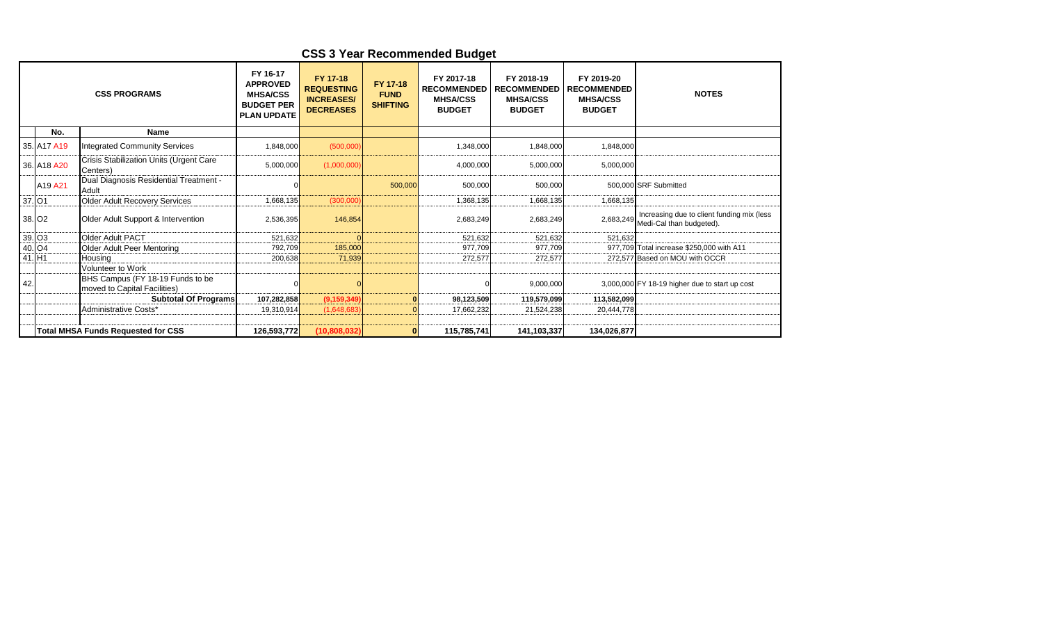# CSS 3 Year Recommended Budget

| CSS PROGRAMS | | | FY 16-17 APPROVED MHSA/CSS BUDGET PER PLAN UPDATE | FY 17-18 REQUESTING INCREASES/ DECREASES | FY 17-18 FUND SHIFTING | FY 2017-18 RECOMMENDED MHSA/CSS BUDGET | FY 2018-19 RECOMMENDED MHSA/CSS BUDGET | FY 2019-20 RECOMMENDED MHSA/CSS BUDGET | NOTES |
|---|---|---|---|---|---|---|---|---|---|
| | No. | Name | | | | | | | |
| 35. | A17 A19 | Integrated Community Services | 1,848,000 | (500,000) | | 1,348,000 | 1,848,000 | 1,848,000 | |
| 36. | A18 A20 | Crisis Stabilization Units (Urgent Care Centers) | 5,000,000 | (1,000,000) | | 4,000,000 | 5,000,000 | 5,000,000 | |
| | A19 A21 | Dual Diagnosis Residential Treatment - Adult | 0 | | 500,000 | 500,000 | 500,000 | 500,000 | SRF Submitted |
| 37. | O1 | Older Adult Recovery Services | 1,668,135 | (300,000) | | 1,368,135 | 1,668,135 | 1,668,135 | |
| 38. | O2 | Older Adult Support & Intervention | 2,536,395 | 146,854 | | 2,683,249 | 2,683,249 | 2,683,249 | Increasing due to client funding mix (less Medi-Cal than budgeted). |
| 39. | O3 | Older Adult PACT | 521,632 | 0 | | 521,632 | 521,632 | 521,632 | |
| 40. | O4 | Older Adult Peer Mentoring | 792,709 | 185,000 | | 977,709 | 977,709 | 977,709 | Total increase $250,000 with A11 |
| 41. | H1 | Housing | 200,638 | 71,939 | | 272,577 | 272,577 | 272,577 | Based on MOU with OCCR |
| | | Volunteer to Work | | | | | | | |
| 42. | | BHS Campus (FY 18-19 Funds to be moved to Capital Facilities) | 0 | 0 | | 0 | 9,000,000 | 3,000,000 | FY 18-19 higher due to start up cost |
| | | **Subtotal Of Programs** | **107,282,858** | **(9,159,349)** | **0** | **98,123,509** | **119,579,099** | **113,582,099** | |
| | | Administrative Costs* | 19,310,914 | (1,648,683) | 0 | 17,662,232 | 21,524,238 | 20,444,778 | |
| | | **Total MHSA Funds Requested for CSS** | **126,593,772** | **(10,808,032)** | **0** | **115,785,741** | **141,103,337** | **134,026,877** | |